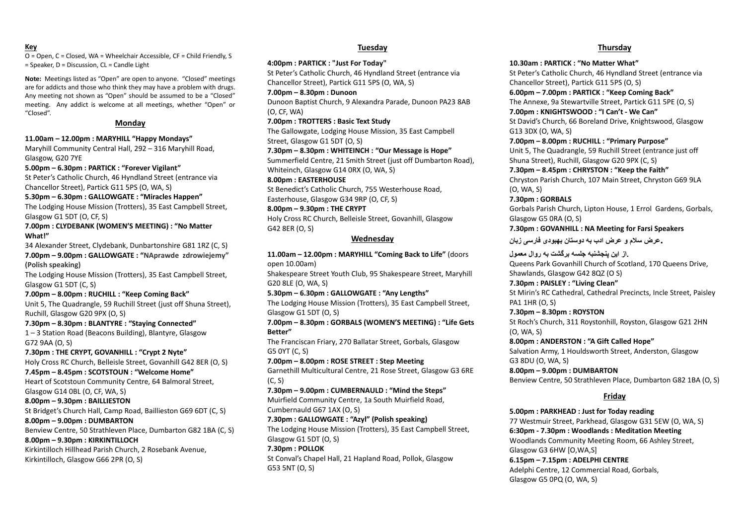**Key**

O = Open, C = Closed, WA = Wheelchair Accessible, CF = Child Friendly, S = Speaker, D = Discussion, CL = Candle Light

**Note:** Meetings listed as "Open" are open to anyone. "Closed" meetings are for addicts and those who think they may have a problem with drugs. Any meeting not shown as "Open" should be assumed to be a "Closed" meeting. Any addict is welcome at all meetings, whether "Open" or "Closed".

## Monday

**11.00am – 12.00pm : MARYHILL "Happy Mondays"**
Maryhill Community Central Hall, 292 – 316 Maryhill Road, Glasgow, G20 7YE

**5.00pm – 6.30pm : PARTICK : "Forever Vigilant"**
St Peter's Catholic Church, 46 Hyndland Street (entrance via Chancellor Street), Partick G11 5PS (O, WA, S)

**5.30pm – 6.30pm : GALLOWGATE : "Miracles Happen"**
The Lodging House Mission (Trotters), 35 East Campbell Street, Glasgow G1 5DT (O, CF, S)

**7.00pm : CLYDEBANK (WOMEN'S MEETING) : "No Matter What!"**
34 Alexander Street, Clydebank, Dunbartonshire G81 1RZ (C, S)

**7.00pm – 9.00pm : GALLOWGATE : "NAprawde zdrowiejemy" (Polish speaking)**
The Lodging House Mission (Trotters), 35 East Campbell Street, Glasgow G1 5DT (C, S)

**7.00pm – 8.00pm : RUCHILL : "Keep Coming Back"**
Unit 5, The Quadrangle, 59 Ruchill Street (just off Shuna Street), Ruchill, Glasgow G20 9PX (O, S)

**7.30pm – 8.30pm : BLANTYRE : "Staying Connected"**
1 – 3 Station Road (Beacons Building), Blantyre, Glasgow G72 9AA (O, S)

**7.30pm : THE CRYPT, GOVANHILL : "Crypt 2 Nyte"**
Holy Cross RC Church, Belleisle Street, Govanhill G42 8ER (O, S)

**7.45pm – 8.45pm : SCOTSTOUN : "Welcome Home"**
Heart of Scotstoun Community Centre, 64 Balmoral Street, Glasgow G14 0BL (O, CF, WA, S)

**8.00pm – 9.30pm : BAILLIESTON**
St Bridget's Church Hall, Camp Road, Baillieston G69 6DT (C, S)

**8.00pm – 9.00pm : DUMBARTON**
Benview Centre, 50 Strathleven Place, Dumbarton G82 1BA (C, S)

**8.00pm – 9.30pm : KIRKINTILLOCH**
Kirkintilloch Hillhead Parish Church, 2 Rosebank Avenue, Kirkintilloch, Glasgow G66 2PR (O, S)

## Tuesday

**4:00pm : PARTICK : "Just For Today"**
St Peter's Catholic Church, 46 Hyndland Street (entrance via Chancellor Street), Partick G11 5PS (O, WA, S)

**7.00pm – 8.30pm : Dunoon**
Dunoon Baptist Church, 9 Alexandra Parade, Dunoon PA23 8AB (O, CF, WA)

**7.00pm : TROTTERS : Basic Text Study**
The Gallowgate, Lodging House Mission, 35 East Campbell Street, Glasgow G1 5DT (O, S)

**7.30pm – 8.30pm : WHITEINCH : "Our Message is Hope"**
Summerfield Centre, 21 Smith Street (just off Dumbarton Road), Whiteinch, Glasgow G14 0RX (O, WA, S)

**8.00pm : EASTERHOUSE**
St Benedict's Catholic Church, 755 Westerhouse Road, Easterhouse, Glasgow G34 9RP (O, CF, S)

**8.00pm – 9.30pm : THE CRYPT**
Holy Cross RC Church, Belleisle Street, Govanhill, Glasgow G42 8ER (O, S)

## Wednesday

**11.00am – 12.00pm : MARYHILL "Coming Back to Life"** (doors open 10.00am)
Shakespeare Street Youth Club, 95 Shakespeare Street, Maryhill G20 8LE (O, WA, S)

**5.30pm – 6.30pm : GALLOWGATE : "Any Lengths"**
The Lodging House Mission (Trotters), 35 East Campbell Street, Glasgow G1 5DT (O, S)

**7.00pm – 8.30pm : GORBALS (WOMEN'S MEETING) : "Life Gets Better"**
The Franciscan Friary, 270 Ballatar Street, Gorbals, Glasgow G5 0YT (C, S)

**7.00pm – 8.00pm : ROSE STREET : Step Meeting**
Garnethill Multicultural Centre, 21 Rose Street, Glasgow G3 6RE (C, S)

**7.30pm – 9.00pm : CUMBERNAULD : "Mind the Steps"**
Muirfield Community Centre, 1a South Muirfield Road, Cumbernauld G67 1AX (O, S)

**7.30pm : GALLOWGATE : "Azyl" (Polish speaking)**
The Lodging House Mission (Trotters), 35 East Campbell Street, Glasgow G1 5DT (O, S)

**7.30pm : POLLOK**
St Conval's Chapel Hall, 21 Hapland Road, Pollok, Glasgow G53 5NT (O, S)

## Thursday

**10.30am : PARTICK : "No Matter What"**
St Peter's Catholic Church, 46 Hyndland Street (entrance via Chancellor Street), Partick G11 5PS (O, S)

**6.00pm – 7.00pm : PARTICK : "Keep Coming Back"**
The Annexe, 9a Stewartville Street, Partick G11 5PE (O, S)

**7.00pm : KNIGHTSWOOD : "I Can't - We Can"**
St David's Church, 66 Boreland Drive, Knightswood, Glasgow G13 3DX (O, WA, S)

**7.00pm – 8.00pm : RUCHILL : "Primary Purpose"**
Unit 5, The Quadrangle, 59 Ruchill Street (entrance just off Shuna Street), Ruchill, Glasgow G20 9PX (C, S)

**7.30pm – 8.45pm : CHRYSTON : "Keep the Faith"**
Chryston Parish Church, 107 Main Street, Chryston G69 9LA (O, WA, S)

**7.30pm : GORBALS**
Gorbals Parish Church, Lipton House, 1 Errol Gardens, Gorbals, Glasgow G5 0RA (O, S)

**7.30pm : GOVANHILL : NA Meeting for Farsi Speakers**

**عرض سلام و عرض ادب به دوستان بهبودی فارسی زبان.**

**از این پنجشنبه جلسه برگشت به روال معمول.**

Queens Park Govanhill Church of Scotland, 170 Queens Drive, Shawlands, Glasgow G42 8QZ (O S)

**7.30pm : PAISLEY : "Living Clean"**
St Mirin's RC Cathedral, Cathedral Precincts, Incle Street, Paisley PA1 1HR (O, S)

**7.30pm – 8.30pm : ROYSTON**
St Roch's Church, 311 Roystonhill, Royston, Glasgow G21 2HN (O, WA, S)

**8.00pm : ANDERSTON : "A Gift Called Hope"**
Salvation Army, 1 Houldsworth Street, Anderston, Glasgow G3 8DU (O, WA, S)

**8.00pm – 9.00pm : DUMBARTON**
Benview Centre, 50 Strathleven Place, Dumbarton G82 1BA (O, S)

## Friday

**5.00pm : PARKHEAD : Just for Today reading**
77 Westmuir Street, Parkhead, Glasgow G31 5EW (O, WA, S)

**6:30pm - 7.30pm : Woodlands : Meditation Meeting**
Woodlands Community Meeting Room, 66 Ashley Street, Glasgow G3 6HW [O,WA,S]

**6.15pm – 7.15pm : ADELPHI CENTRE**
Adelphi Centre, 12 Commercial Road, Gorbals, Glasgow G5 0PQ (O, WA, S)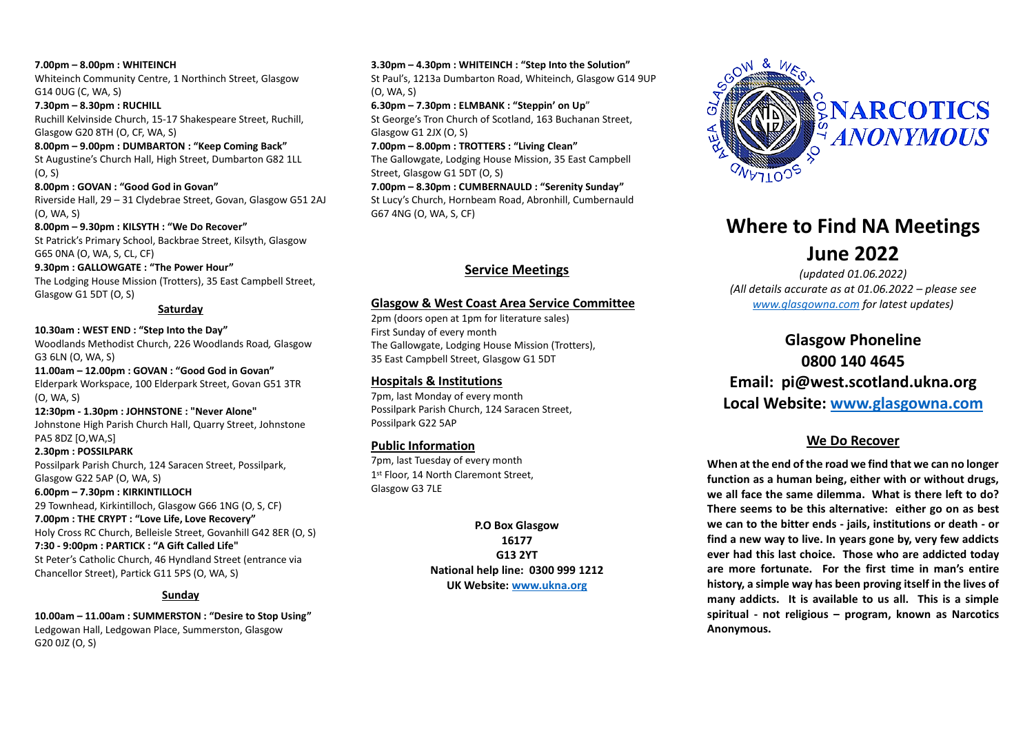**7.00pm – 8.00pm : WHITEINCH**
Whiteinch Community Centre, 1 Northinch Street, Glasgow G14 0UG (C, WA, S)

**7.30pm – 8.30pm : RUCHILL**
Ruchill Kelvinside Church, 15-17 Shakespeare Street, Ruchill, Glasgow G20 8TH (O, CF, WA, S)

**8.00pm – 9.00pm : DUMBARTON : "Keep Coming Back"**
St Augustine's Church Hall, High Street, Dumbarton G82 1LL (O, S)

**8.00pm : GOVAN : "Good God in Govan"**
Riverside Hall, 29 – 31 Clydebrae Street, Govan, Glasgow G51 2AJ (O, WA, S)

**8.00pm – 9.30pm : KILSYTH : "We Do Recover"**
St Patrick's Primary School, Backbrae Street, Kilsyth, Glasgow G65 0NA (O, WA, S, CL, CF)

**9.30pm : GALLOWGATE : "The Power Hour"**
The Lodging House Mission (Trotters), 35 East Campbell Street, Glasgow G1 5DT (O, S)

## Saturday

**10.30am : WEST END : "Step Into the Day"**
Woodlands Methodist Church, 226 Woodlands Road, Glasgow G3 6LN (O, WA, S)

**11.00am – 12.00pm : GOVAN : "Good God in Govan"**
Elderpark Workspace, 100 Elderpark Street, Govan G51 3TR (O, WA, S)

**12:30pm - 1.30pm : JOHNSTONE : "Never Alone"**
Johnstone High Parish Church Hall, Quarry Street, Johnstone PA5 8DZ [O,WA,S]

**2.30pm : POSSILPARK**
Possilpark Parish Church, 124 Saracen Street, Possilpark, Glasgow G22 5AP (O, WA, S)

**6.00pm – 7.30pm : KIRKINTILLOCH**
29 Townhead, Kirkintilloch, Glasgow G66 1NG (O, S, CF)

**7.00pm : THE CRYPT : "Love Life, Love Recovery"**
Holy Cross RC Church, Belleisle Street, Govanhill G42 8ER (O, S)

**7:30 - 9:00pm : PARTICK : "A Gift Called Life"**
St Peter's Catholic Church, 46 Hyndland Street (entrance via Chancellor Street), Partick G11 5PS (O, WA, S)

## Sunday

**10.00am – 11.00am : SUMMERSTON : "Desire to Stop Using"**
Ledgowan Hall, Ledgowan Place, Summerston, Glasgow G20 0JZ (O, S)

**3.30pm – 4.30pm : WHITEINCH : "Step Into the Solution"**
St Paul's, 1213a Dumbarton Road, Whiteinch, Glasgow G14 9UP (O, WA, S)

**6.30pm – 7.30pm : ELMBANK : "Steppin' on Up"**
St George's Tron Church of Scotland, 163 Buchanan Street, Glasgow G1 2JX (O, S)

**7.00pm – 8.00pm : TROTTERS : "Living Clean"**
The Gallowgate, Lodging House Mission, 35 East Campbell Street, Glasgow G1 5DT (O, S)

**7.00pm – 8.30pm : CUMBERNAULD : "Serenity Sunday"**
St Lucy's Church, Hornbeam Road, Abronhill, Cumbernauld G67 4NG (O, WA, S, CF)

## Service Meetings

### Glasgow & West Coast Area Service Committee

2pm (doors open at 1pm for literature sales)
First Sunday of every month
The Gallowgate, Lodging House Mission (Trotters), 35 East Campbell Street, Glasgow G1 5DT

### Hospitals & Institutions

7pm, last Monday of every month
Possilpark Parish Church, 124 Saracen Street, Possilpark G22 5AP

### Public Information

7pm, last Tuesday of every month
1st Floor, 14 North Claremont Street, Glasgow G3 7LE

**P.O Box Glasgow**
**16177**
**G13 2YT**
**National help line: 0300 999 1212**
**UK Website: www.ukna.org**

GLASGOW & WEST COAST OF SCOTLAND AREA

**NARCOTICS *ANONYMOUS***

# Where to Find NA Meetings June 2022

*(updated 01.06.2022)*
*(All details accurate as at 01.06.2022 – please see www.glasgowna.com for latest updates)*

## Glasgow Phoneline 0800 140 4645

**Email: pi@west.scotland.ukna.org**
**Local Website: www.glasgowna.com**

## We Do Recover

**When at the end of the road we find that we can no longer function as a human being, either with or without drugs, we all face the same dilemma. What is there left to do? There seems to be this alternative: either go on as best we can to the bitter ends - jails, institutions or death - or find a new way to live. In years gone by, very few addicts ever had this last choice. Those who are addicted today are more fortunate. For the first time in man's entire history, a simple way has been proving itself in the lives of many addicts. It is available to us all. This is a simple spiritual - not religious – program, known as Narcotics Anonymous.**